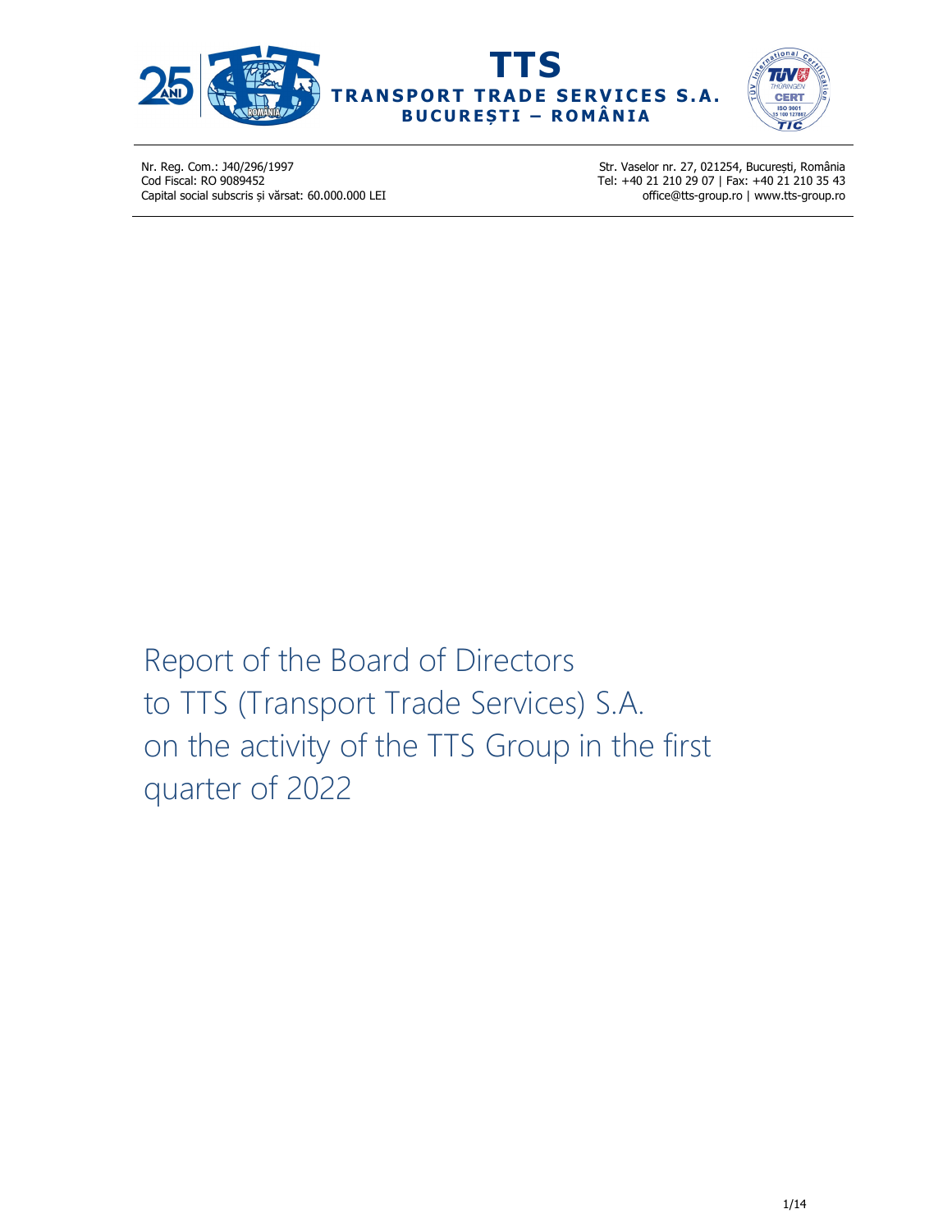**TTS**
**TRANSPORT TRADE SERVICES S.A.**
**BUCUREȘTI – ROMÂNIA**

Nr. Reg. Com.: J40/296/1997
Cod Fiscal: RO 9089452
Capital social subscris și vărsat: 60.000.000 LEI

Str. Vaselor nr. 27, 021254, București, România
Tel: +40 21 210 29 07 | Fax: +40 21 210 35 43
office@tts-group.ro | www.tts-group.ro

# Report of the Board of Directors to TTS (Transport Trade Services) S.A. on the activity of the TTS Group in the first quarter of 2022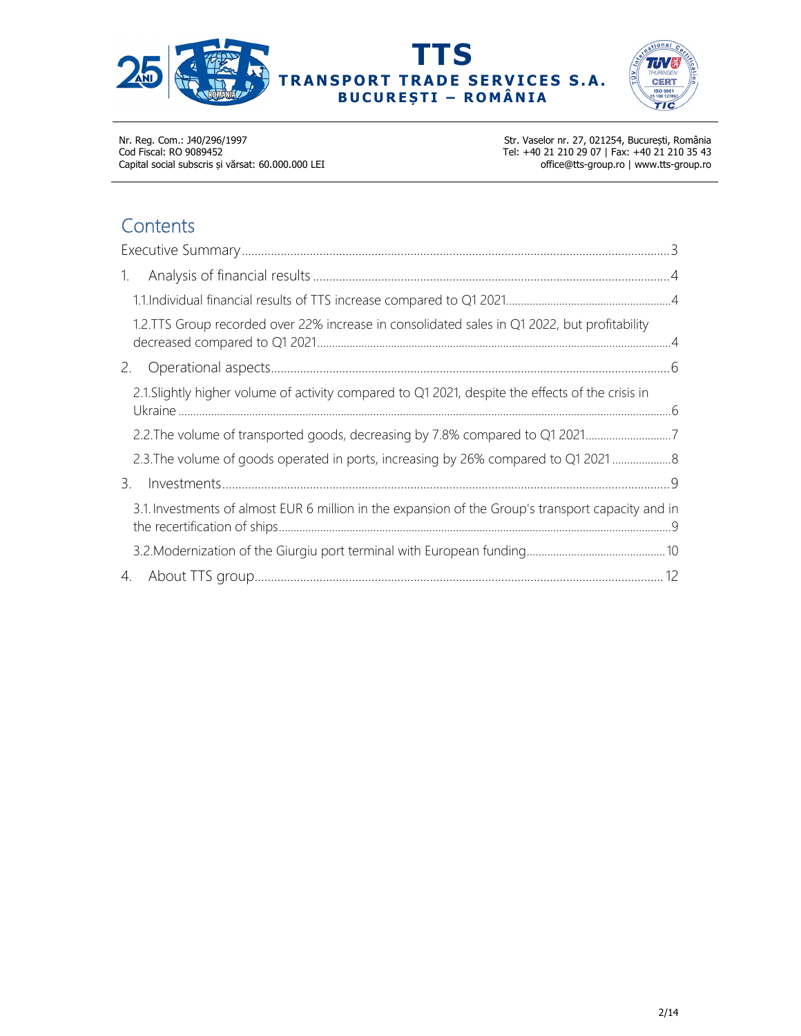Nr. Reg. Com.: J40/296/1997
Cod Fiscal: RO 9089452
Capital social subscris și vărsat: 60.000.000 LEI

Str. Vaselor nr. 27, 021254, București, România
Tel: +40 21 210 29 07 | Fax: +40 21 210 35 43
office@tts-group.ro | www.tts-group.ro

# Contents

Executive Summary .......... 3

1. Analysis of financial results .......... 4
   - 1.1. Individual financial results of TTS increase compared to Q1 2021 .......... 4
   - 1.2. TTS Group recorded over 22% increase in consolidated sales in Q1 2022, but profitability decreased compared to Q1 2021 .......... 4
2. Operational aspects .......... 6
   - 2.1. Slightly higher volume of activity compared to Q1 2021, despite the effects of the crisis in Ukraine .......... 6
   - 2.2. The volume of transported goods, decreasing by 7.8% compared to Q1 2021 .......... 7
   - 2.3. The volume of goods operated in ports, increasing by 26% compared to Q1 2021 .......... 8
3. Investments .......... 9
   - 3.1. Investments of almost EUR 6 million in the expansion of the Group's transport capacity and in the recertification of ships .......... 9
   - 3.2. Modernization of the Giurgiu port terminal with European funding .......... 10
4. About TTS group .......... 12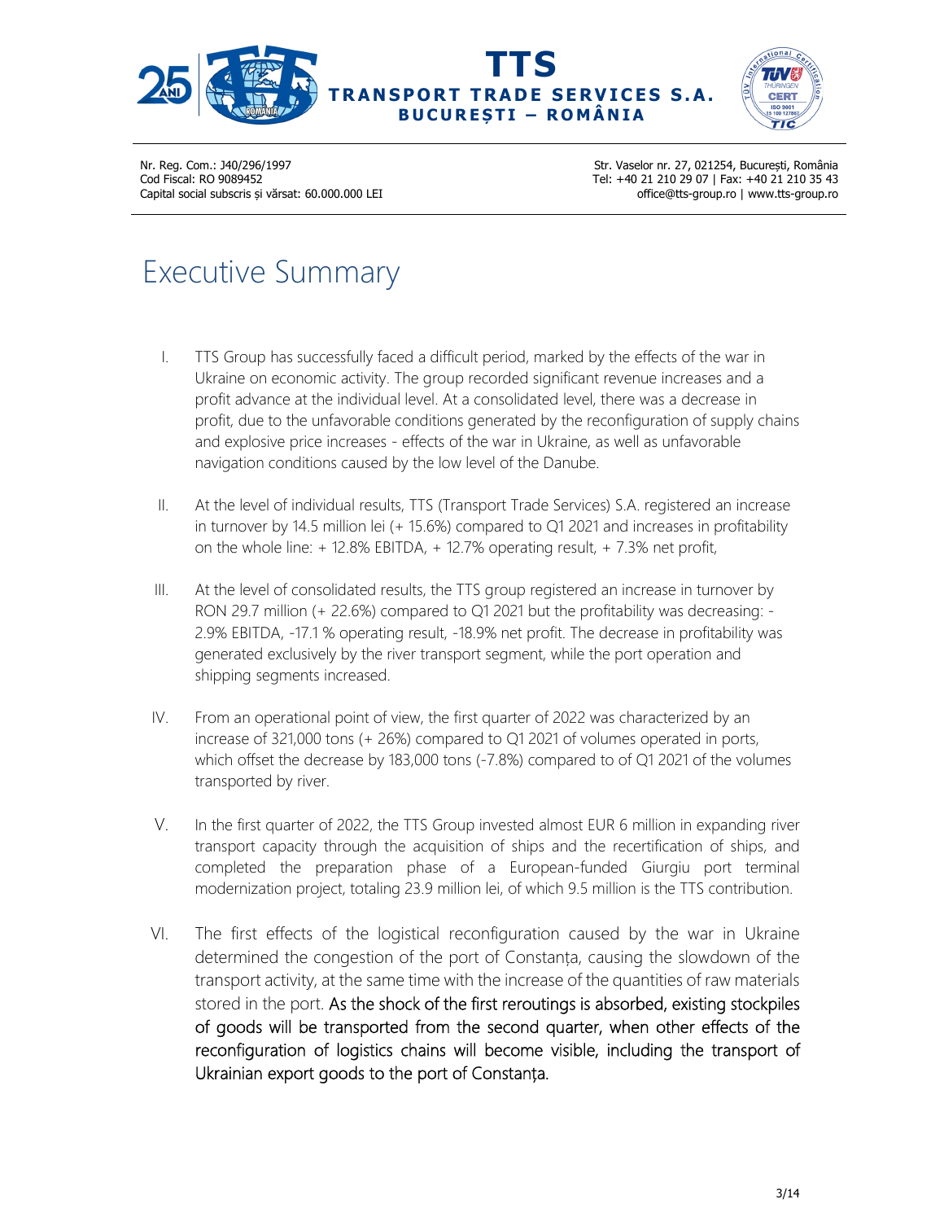# Executive Summary

I. TTS Group has successfully faced a difficult period, marked by the effects of the war in Ukraine on economic activity. The group recorded significant revenue increases and a profit advance at the individual level. At a consolidated level, there was a decrease in profit, due to the unfavorable conditions generated by the reconfiguration of supply chains and explosive price increases - effects of the war in Ukraine, as well as unfavorable navigation conditions caused by the low level of the Danube.

II. At the level of individual results, TTS (Transport Trade Services) S.A. registered an increase in turnover by 14.5 million lei (+ 15.6%) compared to Q1 2021 and increases in profitability on the whole line: + 12.8% EBITDA, + 12.7% operating result, + 7.3% net profit,

III. At the level of consolidated results, the TTS group registered an increase in turnover by RON 29.7 million (+ 22.6%) compared to Q1 2021 but the profitability was decreasing: - 2.9% EBITDA, -17.1 % operating result, -18.9% net profit. The decrease in profitability was generated exclusively by the river transport segment, while the port operation and shipping segments increased.

IV. From an operational point of view, the first quarter of 2022 was characterized by an increase of 321,000 tons (+ 26%) compared to Q1 2021 of volumes operated in ports, which offset the decrease by 183,000 tons (-7.8%) compared to of Q1 2021 of the volumes transported by river.

V. In the first quarter of 2022, the TTS Group invested almost EUR 6 million in expanding river transport capacity through the acquisition of ships and the recertification of ships, and completed the preparation phase of a European-funded Giurgiu port terminal modernization project, totaling 23.9 million lei, of which 9.5 million is the TTS contribution.

VI. The first effects of the logistical reconfiguration caused by the war in Ukraine determined the congestion of the port of Constanța, causing the slowdown of the transport activity, at the same time with the increase of the quantities of raw materials stored in the port. As the shock of the first reroutings is absorbed, existing stockpiles of goods will be transported from the second quarter, when other effects of the reconfiguration of logistics chains will become visible, including the transport of Ukrainian export goods to the port of Constanța.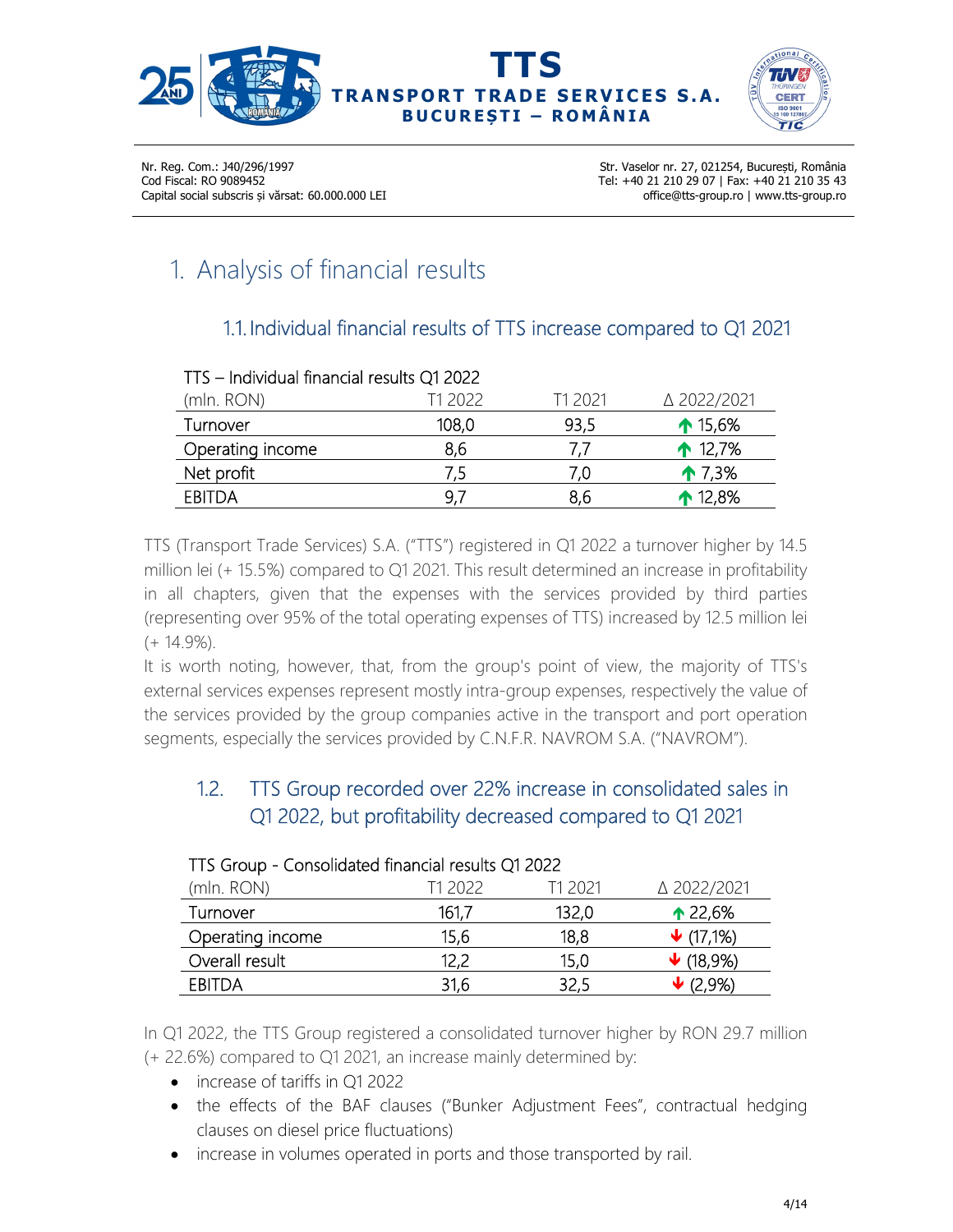# 1. Analysis of financial results

## 1.1. Individual financial results of TTS increase compared to Q1 2021

TTS – Individual financial results Q1 2022

| (mln. RON) | T1 2022 | T1 2021 | Δ 2022/2021 |
|---|---|---|---|
| Turnover | 108,0 | 93,5 | ↑ 15,6% |
| Operating income | 8,6 | 7,7 | ↑ 12,7% |
| Net profit | 7,5 | 7,0 | ↑ 7,3% |
| EBITDA | 9,7 | 8,6 | ↑ 12,8% |

TTS (Transport Trade Services) S.A. ("TTS") registered in Q1 2022 a turnover higher by 14.5 million lei (+ 15.5%) compared to Q1 2021. This result determined an increase in profitability in all chapters, given that the expenses with the services provided by third parties (representing over 95% of the total operating expenses of TTS) increased by 12.5 million lei (+ 14.9%).

It is worth noting, however, that, from the group's point of view, the majority of TTS's external services expenses represent mostly intra-group expenses, respectively the value of the services provided by the group companies active in the transport and port operation segments, especially the services provided by C.N.F.R. NAVROM S.A. ("NAVROM").

## 1.2. TTS Group recorded over 22% increase in consolidated sales in Q1 2022, but profitability decreased compared to Q1 2021

TTS Group - Consolidated financial results Q1 2022

| (mln. RON) | T1 2022 | T1 2021 | Δ 2022/2021 |
|---|---|---|---|
| Turnover | 161,7 | 132,0 | ↑ 22,6% |
| Operating income | 15,6 | 18,8 | ↓ (17,1%) |
| Overall result | 12,2 | 15,0 | ↓ (18,9%) |
| EBITDA | 31,6 | 32,5 | ↓ (2,9%) |

In Q1 2022, the TTS Group registered a consolidated turnover higher by RON 29.7 million (+ 22.6%) compared to Q1 2021, an increase mainly determined by:

- increase of tariffs in Q1 2022
- the effects of the BAF clauses ("Bunker Adjustment Fees", contractual hedging clauses on diesel price fluctuations)
- increase in volumes operated in ports and those transported by rail.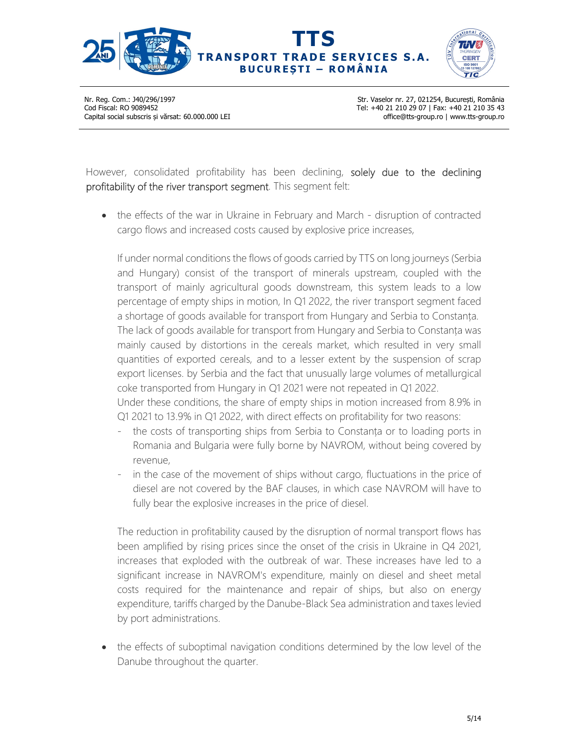However, consolidated profitability has been declining, solely due to the declining profitability of the river transport segment. This segment felt:

- the effects of the war in Ukraine in February and March - disruption of contracted cargo flows and increased costs caused by explosive price increases,

  If under normal conditions the flows of goods carried by TTS on long journeys (Serbia and Hungary) consist of the transport of minerals upstream, coupled with the transport of mainly agricultural goods downstream, this system leads to a low percentage of empty ships in motion, In Q1 2022, the river transport segment faced a shortage of goods available for transport from Hungary and Serbia to Constanța. The lack of goods available for transport from Hungary and Serbia to Constanța was mainly caused by distortions in the cereals market, which resulted in very small quantities of exported cereals, and to a lesser extent by the suspension of scrap export licenses. by Serbia and the fact that unusually large volumes of metallurgical coke transported from Hungary in Q1 2021 were not repeated in Q1 2022.
  Under these conditions, the share of empty ships in motion increased from 8.9% in Q1 2021 to 13.9% in Q1 2022, with direct effects on profitability for two reasons:

  - the costs of transporting ships from Serbia to Constanța or to loading ports in Romania and Bulgaria were fully borne by NAVROM, without being covered by revenue,
  - in the case of the movement of ships without cargo, fluctuations in the price of diesel are not covered by the BAF clauses, in which case NAVROM will have to fully bear the explosive increases in the price of diesel.

  The reduction in profitability caused by the disruption of normal transport flows has been amplified by rising prices since the onset of the crisis in Ukraine in Q4 2021, increases that exploded with the outbreak of war. These increases have led to a significant increase in NAVROM's expenditure, mainly on diesel and sheet metal costs required for the maintenance and repair of ships, but also on energy expenditure, tariffs charged by the Danube-Black Sea administration and taxes levied by port administrations.

- the effects of suboptimal navigation conditions determined by the low level of the Danube throughout the quarter.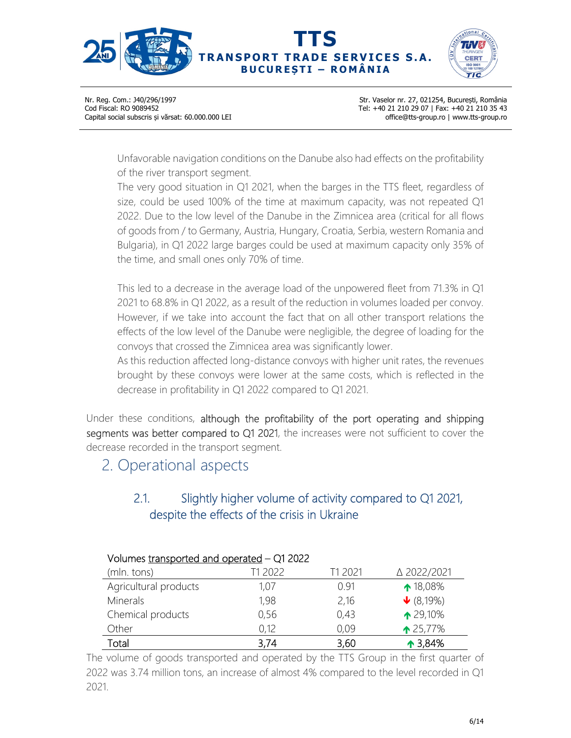Unfavorable navigation conditions on the Danube also had effects on the profitability of the river transport segment.

The very good situation in Q1 2021, when the barges in the TTS fleet, regardless of size, could be used 100% of the time at maximum capacity, was not repeated Q1 2022. Due to the low level of the Danube in the Zimnicea area (critical for all flows of goods from / to Germany, Austria, Hungary, Croatia, Serbia, western Romania and Bulgaria), in Q1 2022 large barges could be used at maximum capacity only 35% of the time, and small ones only 70% of time.

This led to a decrease in the average load of the unpowered fleet from 71.3% in Q1 2021 to 68.8% in Q1 2022, as a result of the reduction in volumes loaded per convoy. However, if we take into account the fact that on all other transport relations the effects of the low level of the Danube were negligible, the degree of loading for the convoys that crossed the Zimnicea area was significantly lower.

As this reduction affected long-distance convoys with higher unit rates, the revenues brought by these convoys were lower at the same costs, which is reflected in the decrease in profitability in Q1 2022 compared to Q1 2021.

Under these conditions, although the profitability of the port operating and shipping segments was better compared to Q1 2021, the increases were not sufficient to cover the decrease recorded in the transport segment.

## 2. Operational aspects

### 2.1. Slightly higher volume of activity compared to Q1 2021, despite the effects of the crisis in Ukraine

Volumes transported and operated – Q1 2022

| (mln. tons) | T1 2022 | T1 2021 | Δ 2022/2021 |
|---|---|---|---|
| Agricultural products | 1,07 | 0.91 | ↑ 18,08% |
| Minerals | 1,98 | 2,16 | ↓ (8,19%) |
| Chemical products | 0,56 | 0,43 | ↑ 29,10% |
| Other | 0,12 | 0,09 | ↑ 25,77% |
| Total | 3,74 | 3,60 | ↑ 3,84% |

The volume of goods transported and operated by the TTS Group in the first quarter of 2022 was 3.74 million tons, an increase of almost 4% compared to the level recorded in Q1 2021.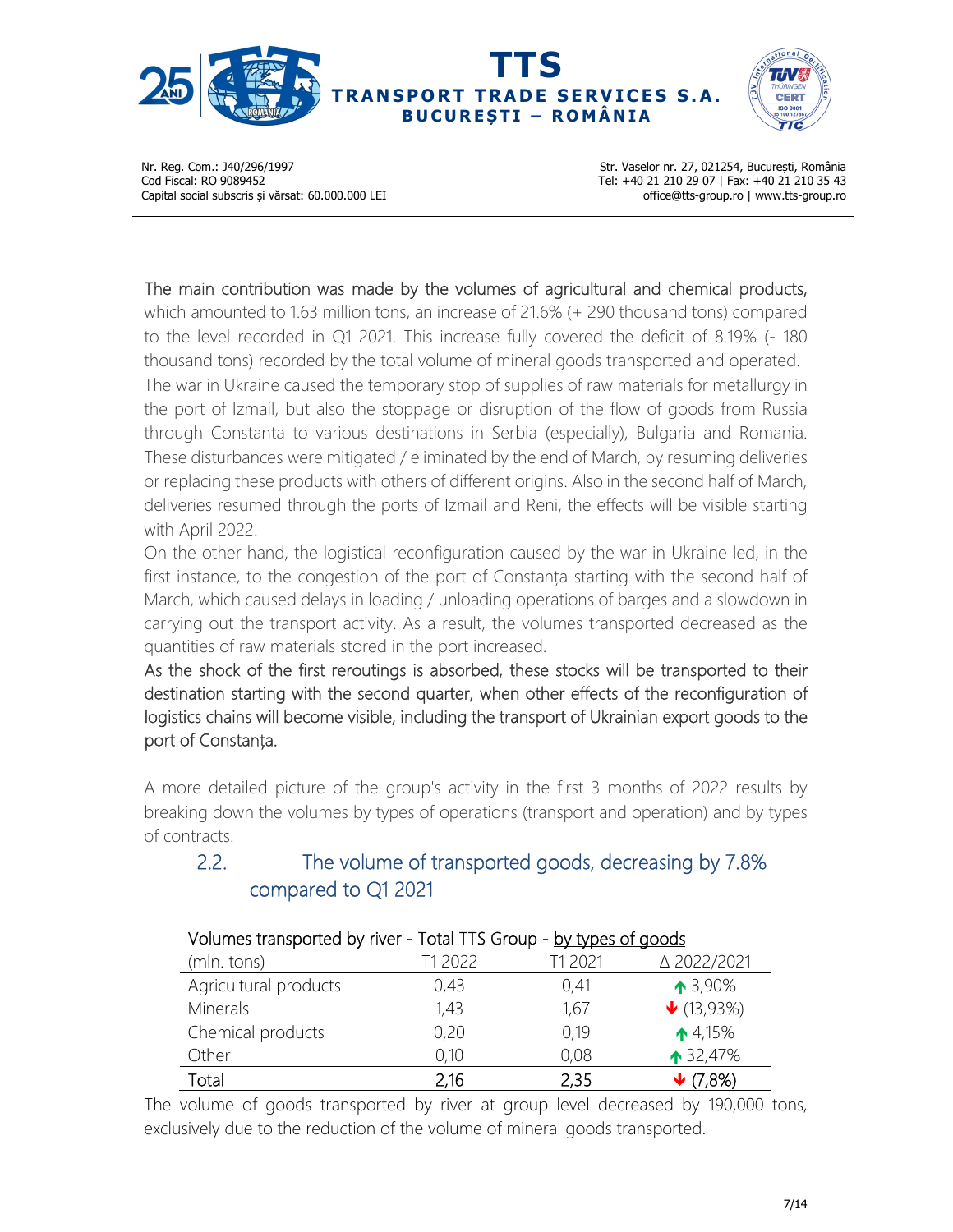The main contribution was made by the volumes of agricultural and chemical products, which amounted to 1.63 million tons, an increase of 21.6% (+ 290 thousand tons) compared to the level recorded in Q1 2021. This increase fully covered the deficit of 8.19% (- 180 thousand tons) recorded by the total volume of mineral goods transported and operated. The war in Ukraine caused the temporary stop of supplies of raw materials for metallurgy in the port of Izmail, but also the stoppage or disruption of the flow of goods from Russia through Constanta to various destinations in Serbia (especially), Bulgaria and Romania. These disturbances were mitigated / eliminated by the end of March, by resuming deliveries or replacing these products with others of different origins. Also in the second half of March, deliveries resumed through the ports of Izmail and Reni, the effects will be visible starting with April 2022.

On the other hand, the logistical reconfiguration caused by the war in Ukraine led, in the first instance, to the congestion of the port of Constanța starting with the second half of March, which caused delays in loading / unloading operations of barges and a slowdown in carrying out the transport activity. As a result, the volumes transported decreased as the quantities of raw materials stored in the port increased.

As the shock of the first reroutings is absorbed, these stocks will be transported to their destination starting with the second quarter, when other effects of the reconfiguration of logistics chains will become visible, including the transport of Ukrainian export goods to the port of Constanța.

A more detailed picture of the group's activity in the first 3 months of 2022 results by breaking down the volumes by types of operations (transport and operation) and by types of contracts.

## 2.2. The volume of transported goods, decreasing by 7.8% compared to Q1 2021

Volumes transported by river - Total TTS Group - by types of goods

| (mln. tons) | T1 2022 | T1 2021 | Δ 2022/2021 |
|---|---|---|---|
| Agricultural products | 0,43 | 0,41 | ↑ 3,90% |
| Minerals | 1,43 | 1,67 | ↓ (13,93%) |
| Chemical products | 0,20 | 0,19 | ↑ 4,15% |
| Other | 0,10 | 0,08 | ↑ 32,47% |
| Total | 2,16 | 2,35 | ↓ (7,8%) |

The volume of goods transported by river at group level decreased by 190,000 tons, exclusively due to the reduction of the volume of mineral goods transported.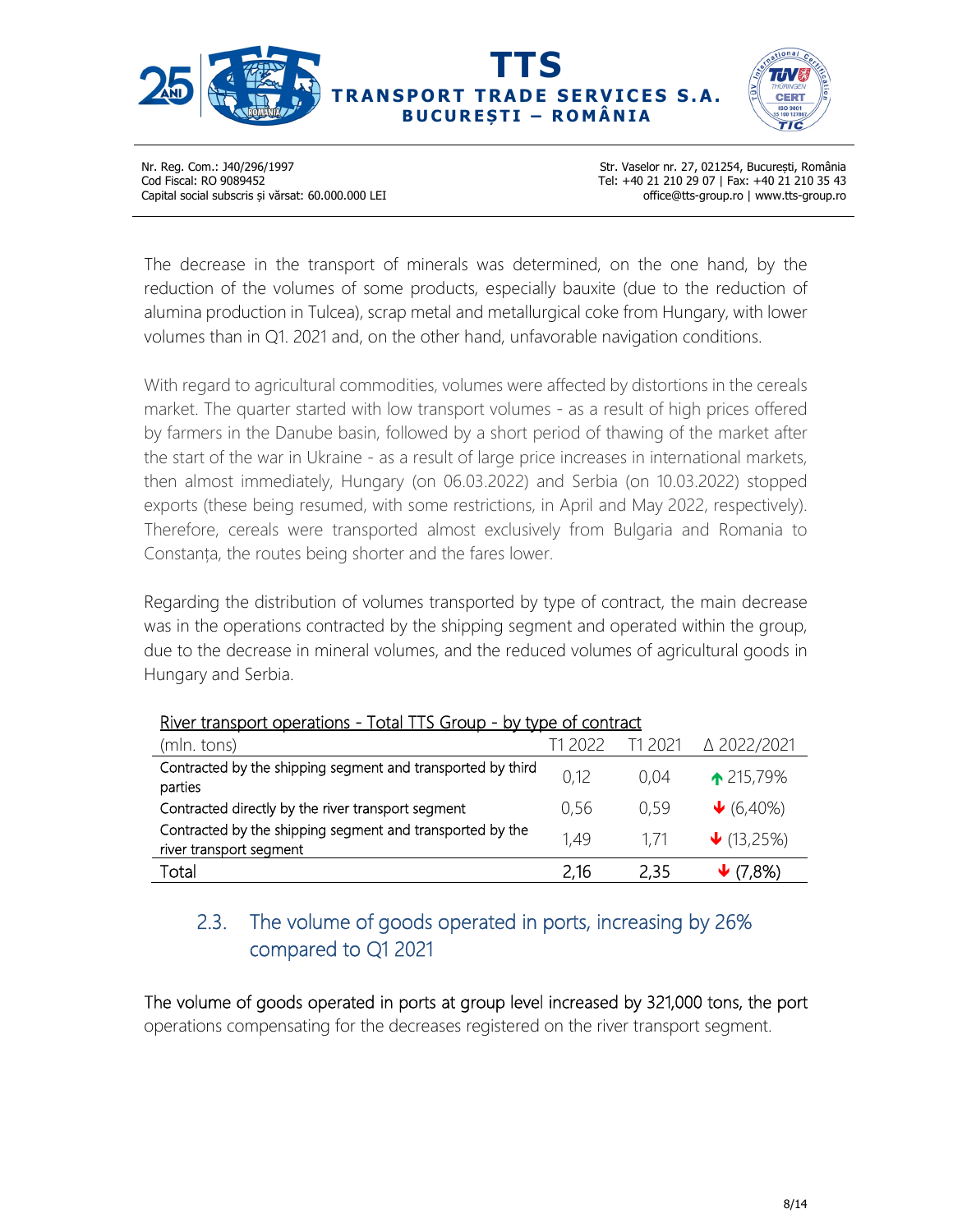The decrease in the transport of minerals was determined, on the one hand, by the reduction of the volumes of some products, especially bauxite (due to the reduction of alumina production in Tulcea), scrap metal and metallurgical coke from Hungary, with lower volumes than in Q1. 2021 and, on the other hand, unfavorable navigation conditions.

With regard to agricultural commodities, volumes were affected by distortions in the cereals market. The quarter started with low transport volumes - as a result of high prices offered by farmers in the Danube basin, followed by a short period of thawing of the market after the start of the war in Ukraine - as a result of large price increases in international markets, then almost immediately, Hungary (on 06.03.2022) and Serbia (on 10.03.2022) stopped exports (these being resumed, with some restrictions, in April and May 2022, respectively). Therefore, cereals were transported almost exclusively from Bulgaria and Romania to Constanța, the routes being shorter and the fares lower.

Regarding the distribution of volumes transported by type of contract, the main decrease was in the operations contracted by the shipping segment and operated within the group, due to the decrease in mineral volumes, and the reduced volumes of agricultural goods in Hungary and Serbia.

River transport operations - Total TTS Group - by type of contract

| (mln. tons) | T1 2022 | T1 2021 | Δ 2022/2021 |
|---|---|---|---|
| Contracted by the shipping segment and transported by third parties | 0,12 | 0,04 | ↑ 215,79% |
| Contracted directly by the river transport segment | 0,56 | 0,59 | ↓ (6,40%) |
| Contracted by the shipping segment and transported by the river transport segment | 1,49 | 1,71 | ↓ (13,25%) |
| Total | 2,16 | 2,35 | ↓ (7,8%) |

## 2.3. The volume of goods operated in ports, increasing by 26% compared to Q1 2021

The volume of goods operated in ports at group level increased by 321,000 tons, the port operations compensating for the decreases registered on the river transport segment.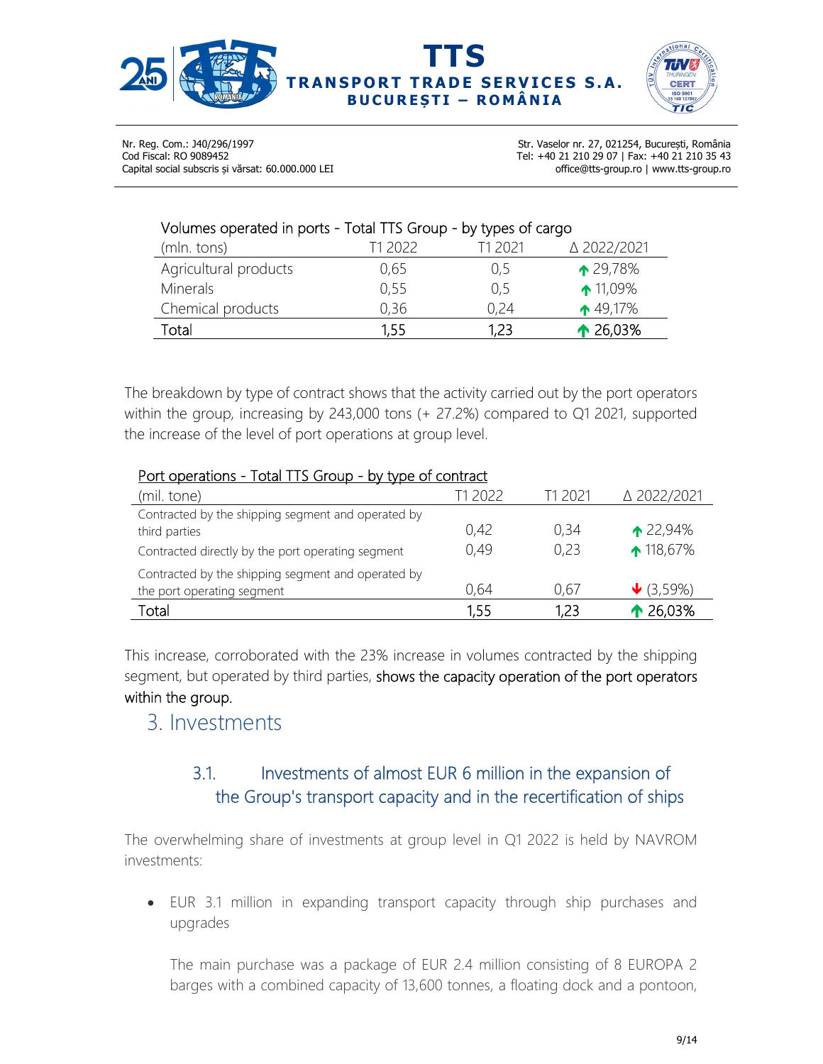Volumes operated in ports - Total TTS Group - by types of cargo

| (mln. tons) | T1 2022 | T1 2021 | Δ 2022/2021 |
|---|---|---|---|
| Agricultural products | 0,65 | 0,5 | ↑ 29,78% |
| Minerals | 0,55 | 0,5 | ↑ 11,09% |
| Chemical products | 0,36 | 0,24 | ↑ 49,17% |
| Total | 1,55 | 1,23 | ↑ 26,03% |

The breakdown by type of contract shows that the activity carried out by the port operators within the group, increasing by 243,000 tons (+ 27.2%) compared to Q1 2021, supported the increase of the level of port operations at group level.

Port operations - Total TTS Group - by type of contract

| (mil. tone) | T1 2022 | T1 2021 | Δ 2022/2021 |
|---|---|---|---|
| Contracted by the shipping segment and operated by third parties | 0,42 | 0,34 | ↑ 22,94% |
| Contracted directly by the port operating segment | 0,49 | 0,23 | ↑ 118,67% |
| Contracted by the shipping segment and operated by the port operating segment | 0,64 | 0,67 | ↓ (3,59%) |
| Total | 1,55 | 1,23 | ↑ 26,03% |

This increase, corroborated with the 23% increase in volumes contracted by the shipping segment, but operated by third parties, shows the capacity operation of the port operators within the group.

# 3. Investments

## 3.1. Investments of almost EUR 6 million in the expansion of the Group's transport capacity and in the recertification of ships

The overwhelming share of investments at group level in Q1 2022 is held by NAVROM investments:

- EUR 3.1 million in expanding transport capacity through ship purchases and upgrades

  The main purchase was a package of EUR 2.4 million consisting of 8 EUROPA 2 barges with a combined capacity of 13,600 tonnes, a floating dock and a pontoon,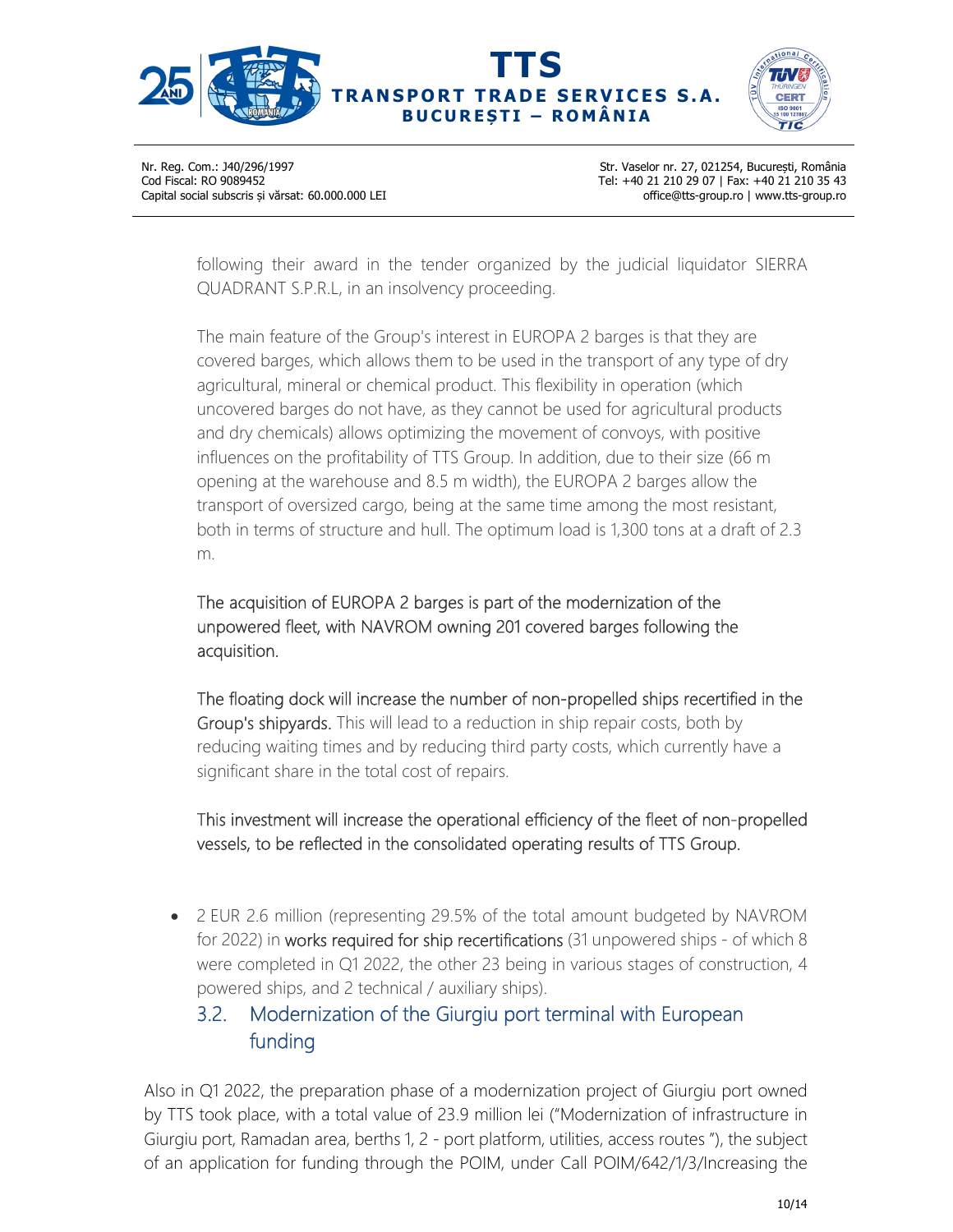following their award in the tender organized by the judicial liquidator SIERRA QUADRANT S.P.R.L, in an insolvency proceeding.

The main feature of the Group's interest in EUROPA 2 barges is that they are covered barges, which allows them to be used in the transport of any type of dry agricultural, mineral or chemical product. This flexibility in operation (which uncovered barges do not have, as they cannot be used for agricultural products and dry chemicals) allows optimizing the movement of convoys, with positive influences on the profitability of TTS Group. In addition, due to their size (66 m opening at the warehouse and 8.5 m width), the EUROPA 2 barges allow the transport of oversized cargo, being at the same time among the most resistant, both in terms of structure and hull. The optimum load is 1,300 tons at a draft of 2.3 m.

The acquisition of EUROPA 2 barges is part of the modernization of the unpowered fleet, with NAVROM owning 201 covered barges following the acquisition.

The floating dock will increase the number of non-propelled ships recertified in the Group's shipyards. This will lead to a reduction in ship repair costs, both by reducing waiting times and by reducing third party costs, which currently have a significant share in the total cost of repairs.

This investment will increase the operational efficiency of the fleet of non-propelled vessels, to be reflected in the consolidated operating results of TTS Group.

- 2 EUR 2.6 million (representing 29.5% of the total amount budgeted by NAVROM for 2022) in works required for ship recertifications (31 unpowered ships - of which 8 were completed in Q1 2022, the other 23 being in various stages of construction, 4 powered ships, and 2 technical / auxiliary ships).

## 3.2. Modernization of the Giurgiu port terminal with European funding

Also in Q1 2022, the preparation phase of a modernization project of Giurgiu port owned by TTS took place, with a total value of 23.9 million lei ("Modernization of infrastructure in Giurgiu port, Ramadan area, berths 1, 2 - port platform, utilities, access routes "), the subject of an application for funding through the POIM, under Call POIM/642/1/3/Increasing the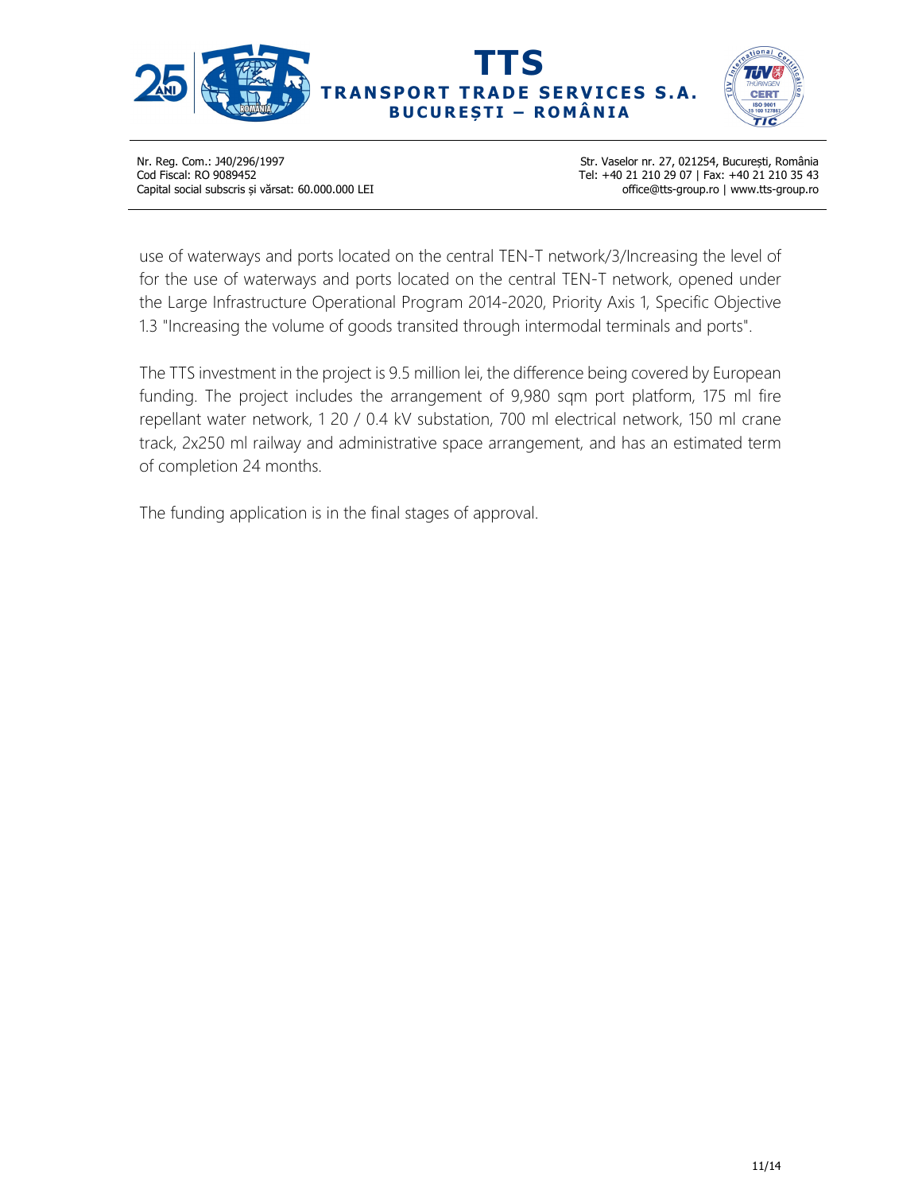use of waterways and ports located on the central TEN-T network/3/Increasing the level of for the use of waterways and ports located on the central TEN-T network, opened under the Large Infrastructure Operational Program 2014-2020, Priority Axis 1, Specific Objective 1.3 "Increasing the volume of goods transited through intermodal terminals and ports".

The TTS investment in the project is 9.5 million lei, the difference being covered by European funding. The project includes the arrangement of 9,980 sqm port platform, 175 ml fire repellant water network, 1 20 / 0.4 kV substation, 700 ml electrical network, 150 ml crane track, 2x250 ml railway and administrative space arrangement, and has an estimated term of completion 24 months.

The funding application is in the final stages of approval.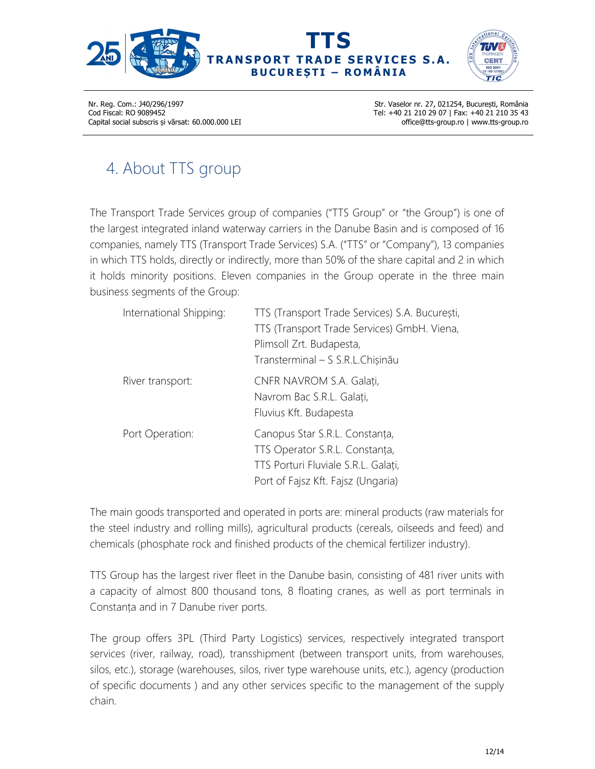# 4. About TTS group

The Transport Trade Services group of companies ("TTS Group" or "the Group") is one of the largest integrated inland waterway carriers in the Danube Basin and is composed of 16 companies, namely TTS (Transport Trade Services) S.A. ("TTS" or "Company"), 13 companies in which TTS holds, directly or indirectly, more than 50% of the share capital and 2 in which it holds minority positions. Eleven companies in the Group operate in the three main business segments of the Group:

| | |
|---|---|
| International Shipping: | TTS (Transport Trade Services) S.A. București,<br>TTS (Transport Trade Services) GmbH. Viena,<br>Plimsoll Zrt. Budapesta,<br>Transterminal – S S.R.L.Chișinău |
| River transport: | CNFR NAVROM S.A. Galați,<br>Navrom Bac S.R.L. Galați,<br>Fluvius Kft. Budapesta |
| Port Operation: | Canopus Star S.R.L. Constanța,<br>TTS Operator S.R.L. Constanța,<br>TTS Porturi Fluviale S.R.L. Galați,<br>Port of Fajsz Kft. Fajsz (Ungaria) |

The main goods transported and operated in ports are: mineral products (raw materials for the steel industry and rolling mills), agricultural products (cereals, oilseeds and feed) and chemicals (phosphate rock and finished products of the chemical fertilizer industry).

TTS Group has the largest river fleet in the Danube basin, consisting of 481 river units with a capacity of almost 800 thousand tons, 8 floating cranes, as well as port terminals in Constanța and in 7 Danube river ports.

The group offers 3PL (Third Party Logistics) services, respectively integrated transport services (river, railway, road), transshipment (between transport units, from warehouses, silos, etc.), storage (warehouses, silos, river type warehouse units, etc.), agency (production of specific documents ) and any other services specific to the management of the supply chain.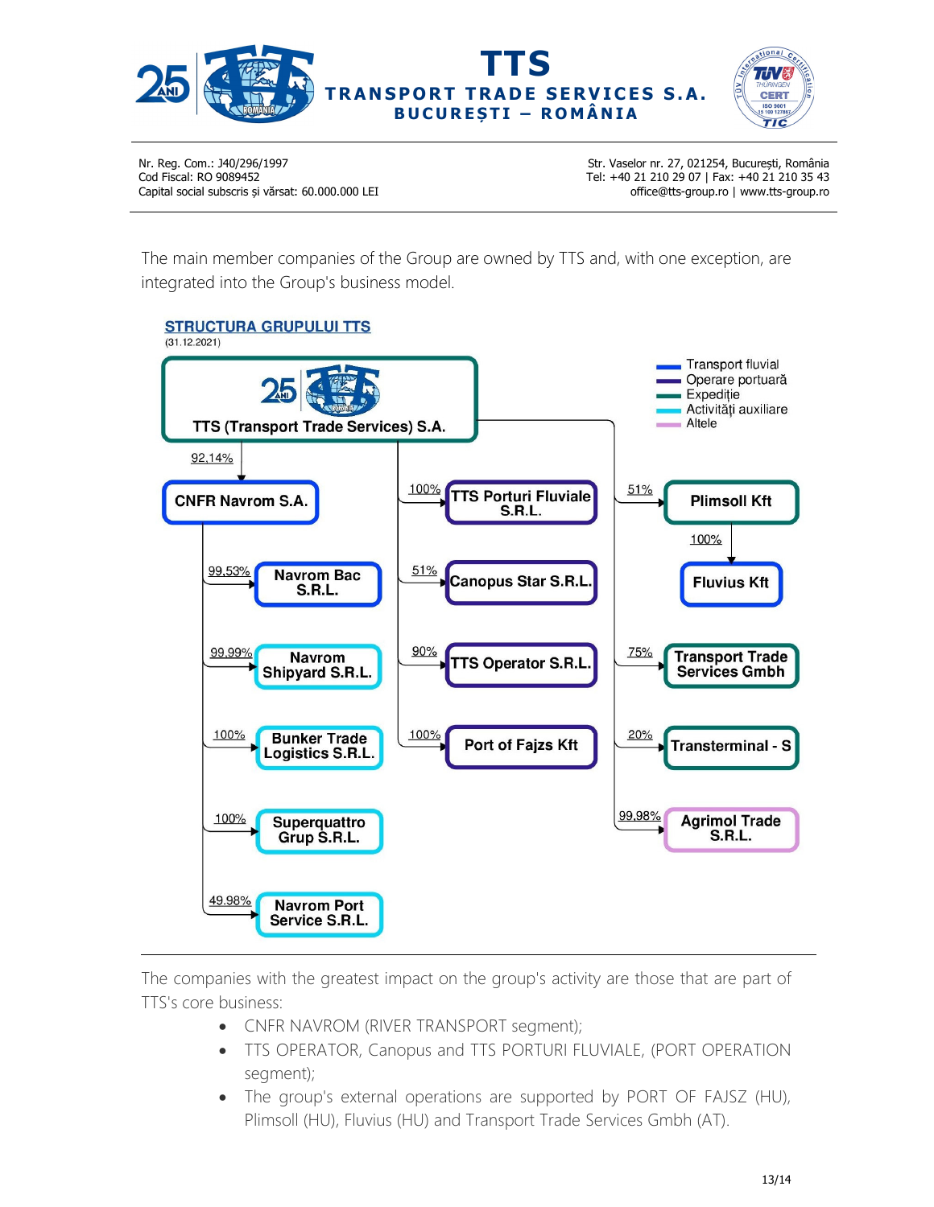The main member companies of the Group are owned by TTS and, with one exception, are integrated into the Group's business model.

**STRUCTURA GRUPULUI TTS**
(31.12.2021)

Legend: Transport fluvial; Operare portuară; Expediție; Activități auxiliare; Altele

- **TTS (Transport Trade Services) S.A.**
  - 92,14% → **CNFR Navrom S.A.**
    - 99,53% → Navrom Bac S.R.L.
    - 99,99% → Navrom Shipyard S.R.L.
    - 100% → Bunker Trade Logistics S.R.L.
    - 100% → Superquattro Grup S.R.L.
    - 49,98% → Navrom Port Service S.R.L.
  - 100% → TTS Porturi Fluviale S.R.L.
  - 51% → Canopus Star S.R.L.
  - 90% → TTS Operator S.R.L.
  - 100% → Port of Fajzs Kft
  - 51% → Plimsoll Kft
    - 100% → Fluvius Kft
  - 75% → Transport Trade Services Gmbh
  - 20% → Transterminal - S
  - 99,98% → Agrimol Trade S.R.L.

---

The companies with the greatest impact on the group's activity are those that are part of TTS's core business:

- CNFR NAVROM (RIVER TRANSPORT segment);
- TTS OPERATOR, Canopus and TTS PORTURI FLUVIALE, (PORT OPERATION segment);
- The group's external operations are supported by PORT OF FAJSZ (HU), Plimsoll (HU), Fluvius (HU) and Transport Trade Services Gmbh (AT).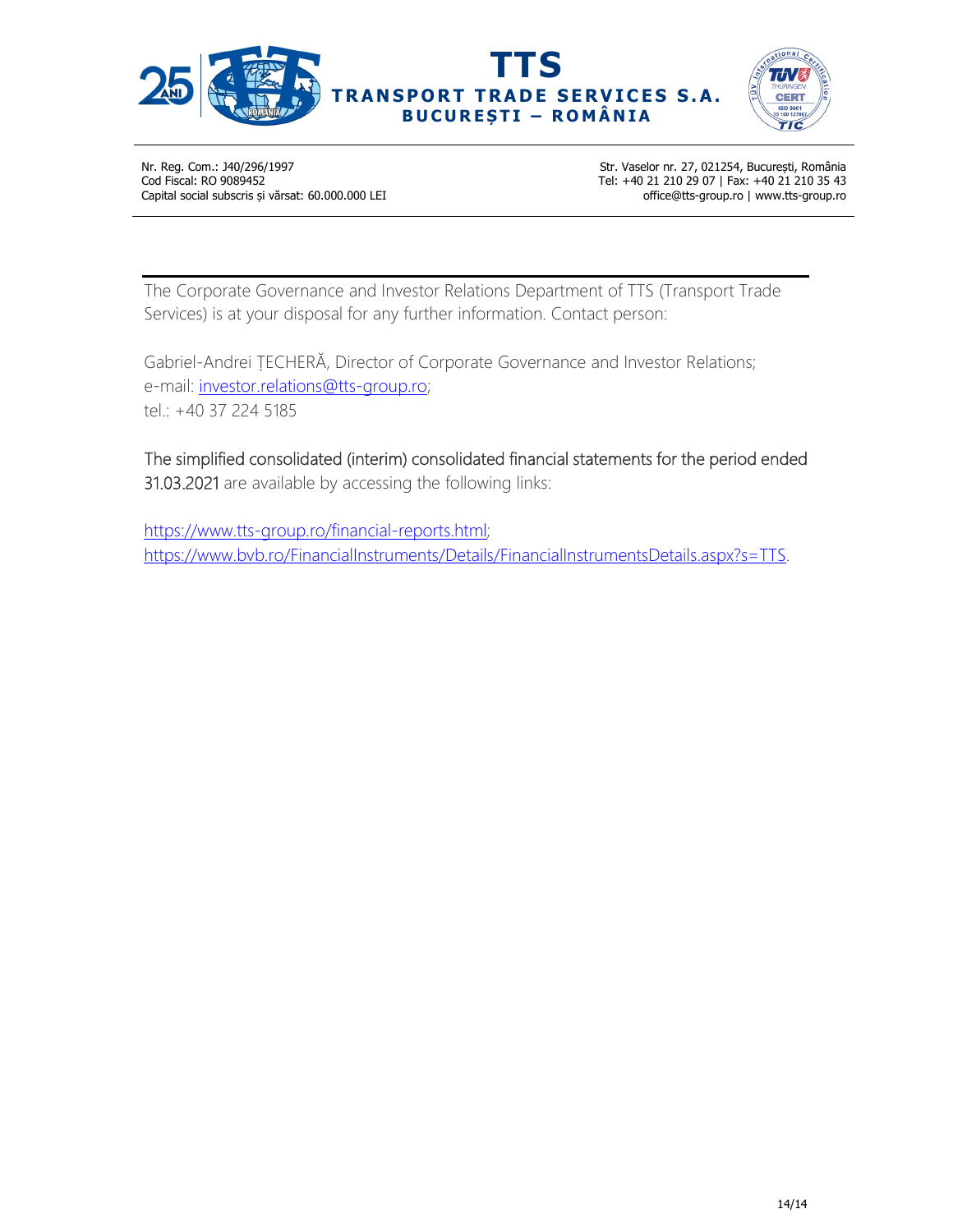The Corporate Governance and Investor Relations Department of TTS (Transport Trade Services) is at your disposal for any further information. Contact person:

Gabriel-Andrei ȚECHERĂ, Director of Corporate Governance and Investor Relations;
e-mail: investor.relations@tts-group.ro;
tel.: +40 37 224 5185

The simplified consolidated (interim) consolidated financial statements for the period ended 31.03.2021 are available by accessing the following links:

https://www.tts-group.ro/financial-reports.html;
https://www.bvb.ro/FinancialInstruments/Details/FinancialInstrumentsDetails.aspx?s=TTS.